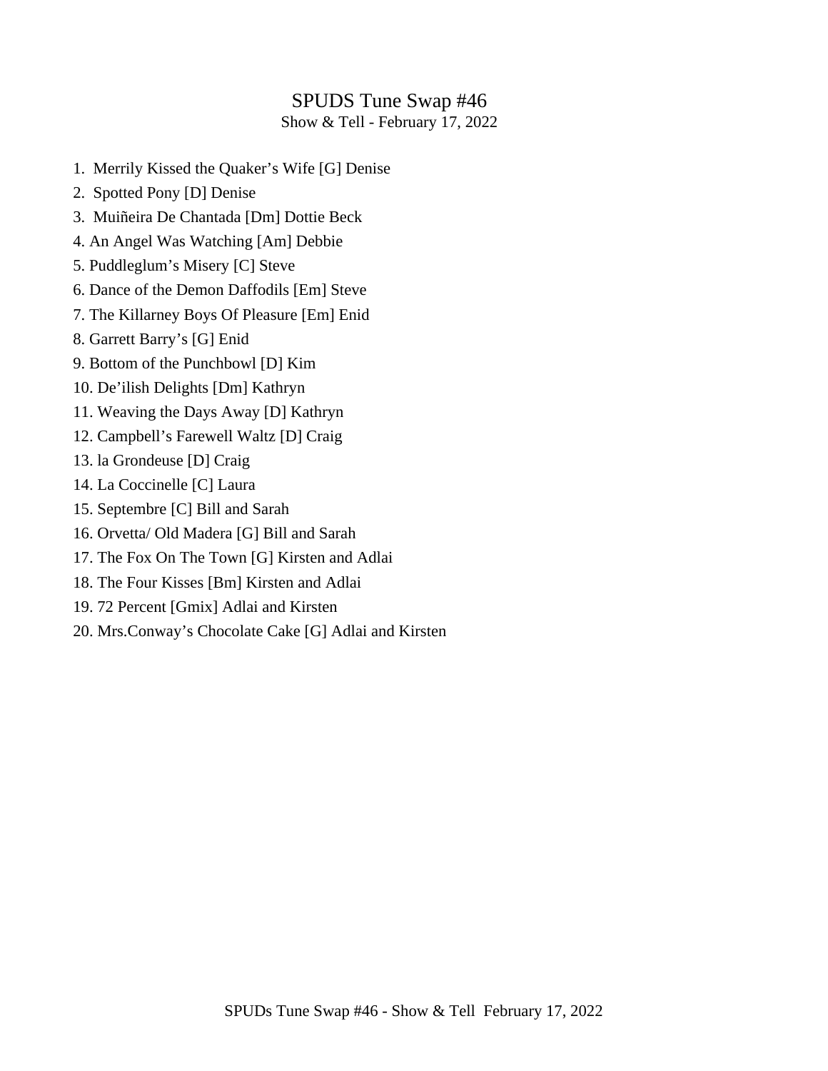# SPUDS Tune Swap #46

Show & Tell - February 17, 2022

1. Merrily Kissed the Quaker's Wife [G] Denise
2. Spotted Pony [D] Denise
3. Muiñeira De Chantada [Dm] Dottie Beck
4. An Angel Was Watching [Am] Debbie
5. Puddleglum's Misery [C] Steve
6. Dance of the Demon Daffodils [Em] Steve
7. The Killarney Boys Of Pleasure [Em] Enid
8. Garrett Barry's [G] Enid
9. Bottom of the Punchbowl [D] Kim
10. De'ilish Delights [Dm] Kathryn
11. Weaving the Days Away [D] Kathryn
12. Campbell's Farewell Waltz [D] Craig
13. la Grondeuse [D] Craig
14. La Coccinelle [C] Laura
15. Septembre [C] Bill and Sarah
16. Orvetta/ Old Madera [G] Bill and Sarah
17. The Fox On The Town [G] Kirsten and Adlai
18. The Four Kisses [Bm] Kirsten and Adlai
19. 72 Percent [Gmix] Adlai and Kirsten
20. Mrs.Conway's Chocolate Cake [G] Adlai and Kirsten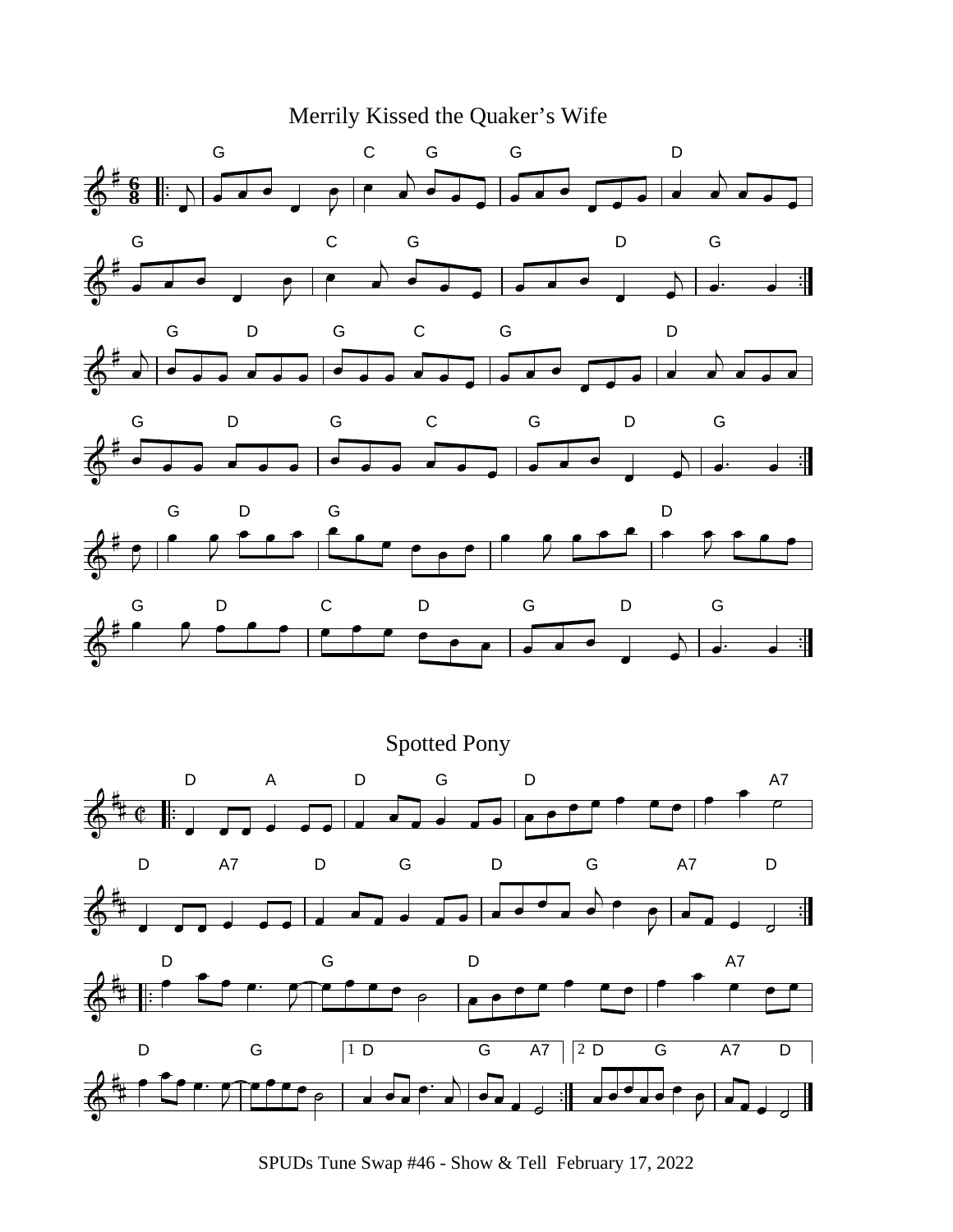# Merrily Kissed the Quaker's Wife

# Spotted Pony

SPUDs Tune Swap #46 - Show & Tell February 17, 2022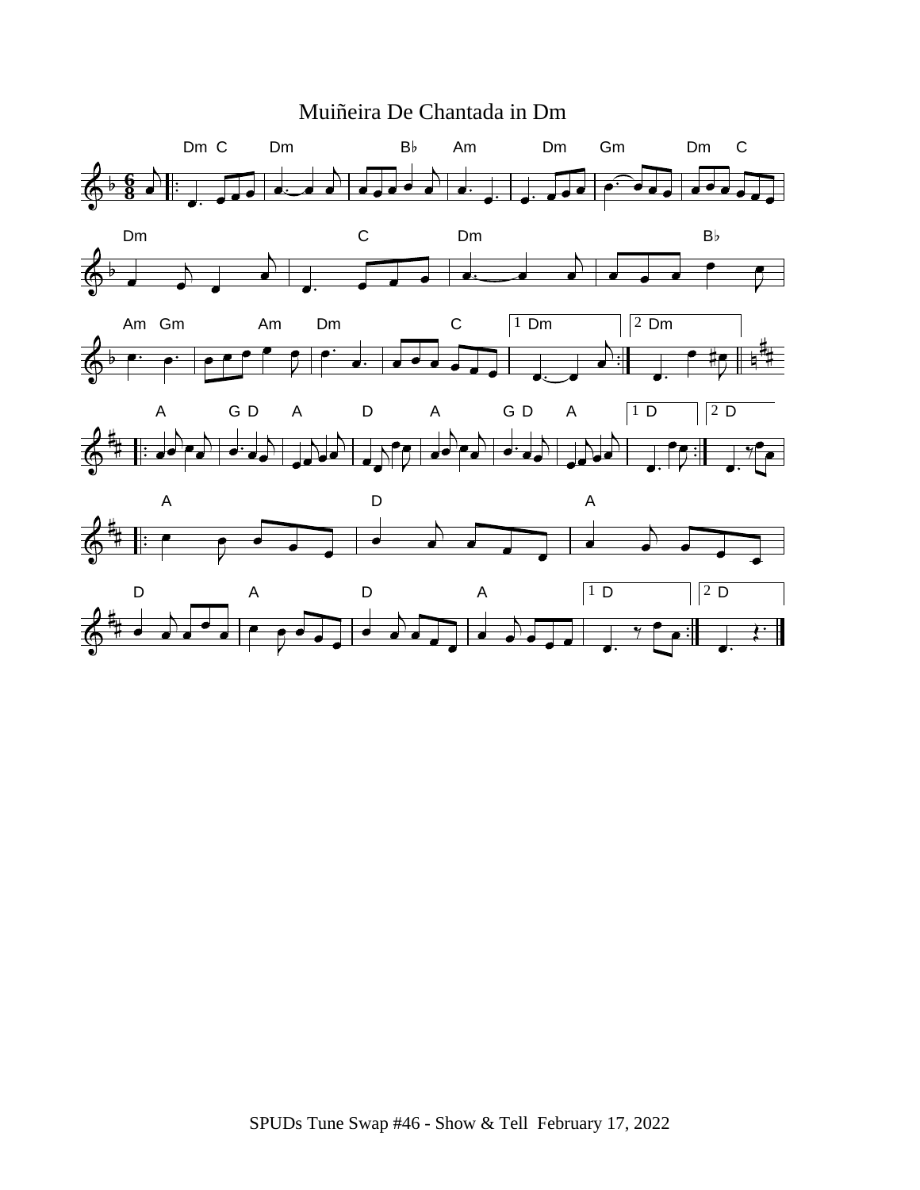# Muiñeira De Chantada in Dm

SPUDs Tune Swap #46 - Show & Tell February 17, 2022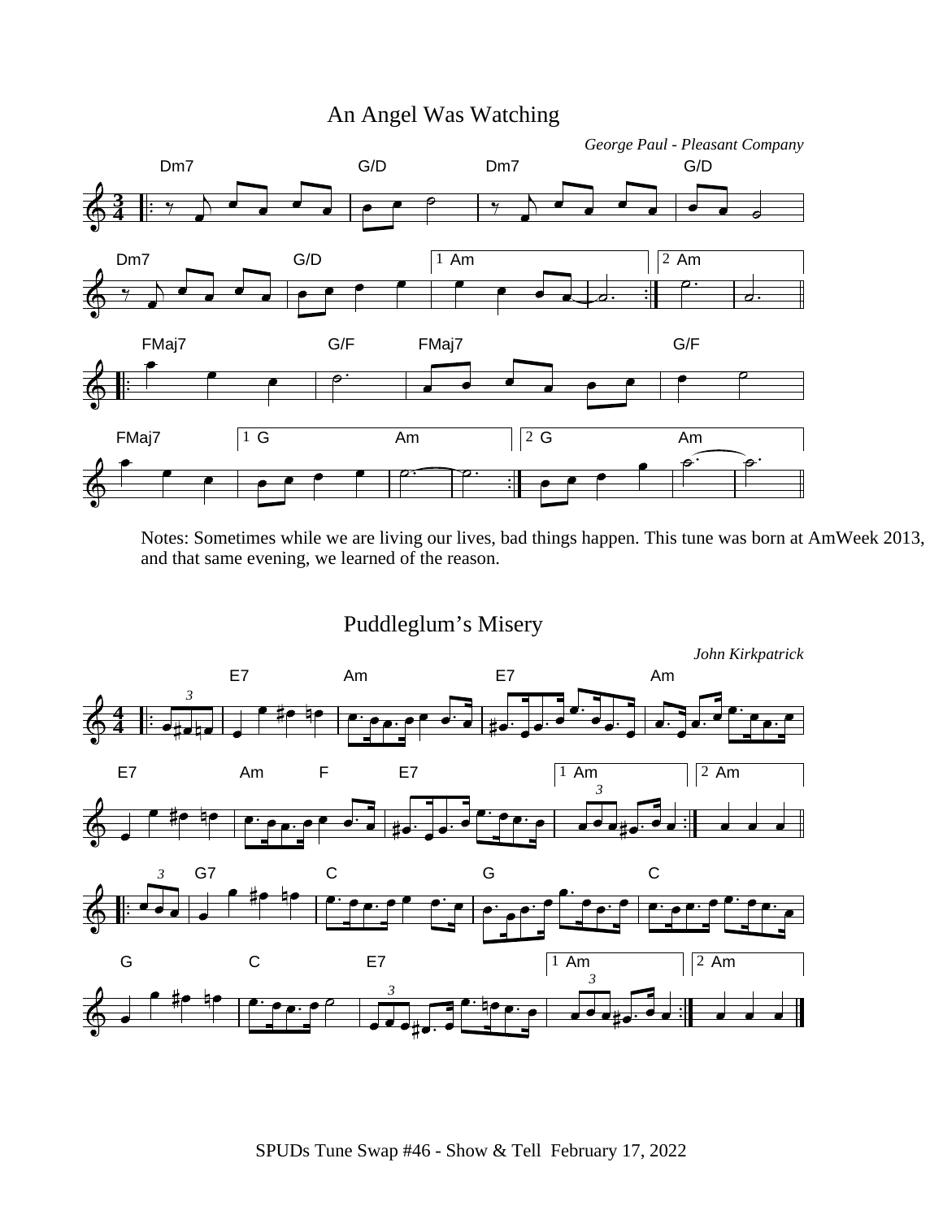## An Angel Was Watching

*George Paul - Pleasant Company*

Notes: Sometimes while we are living our lives, bad things happen. This tune was born at AmWeek 2013, and that same evening, we learned of the reason.

## Puddleglum's Misery

*John Kirkpatrick*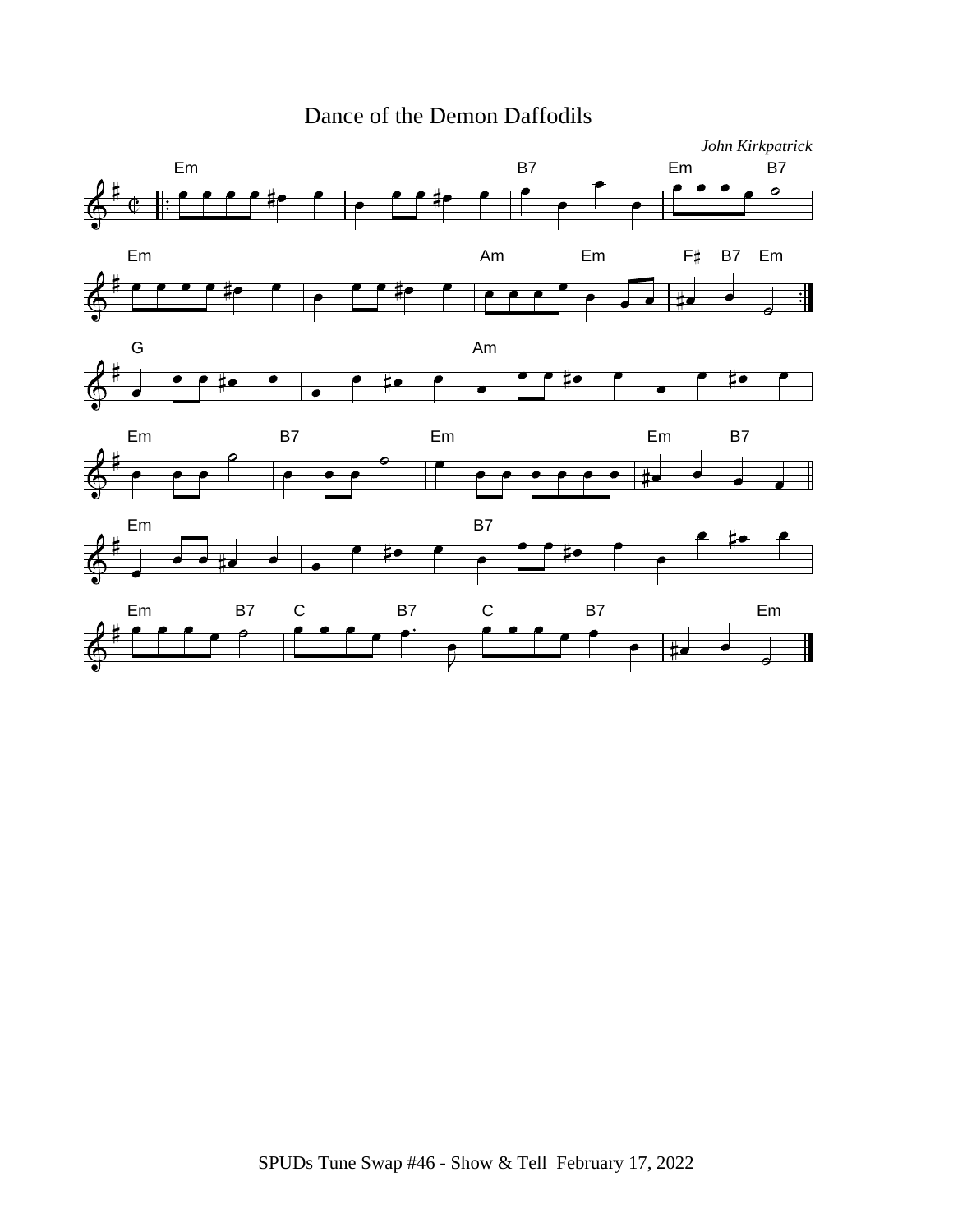# Dance of the Demon Daffodils

*John Kirkpatrick*

SPUDs Tune Swap #46 - Show & Tell February 17, 2022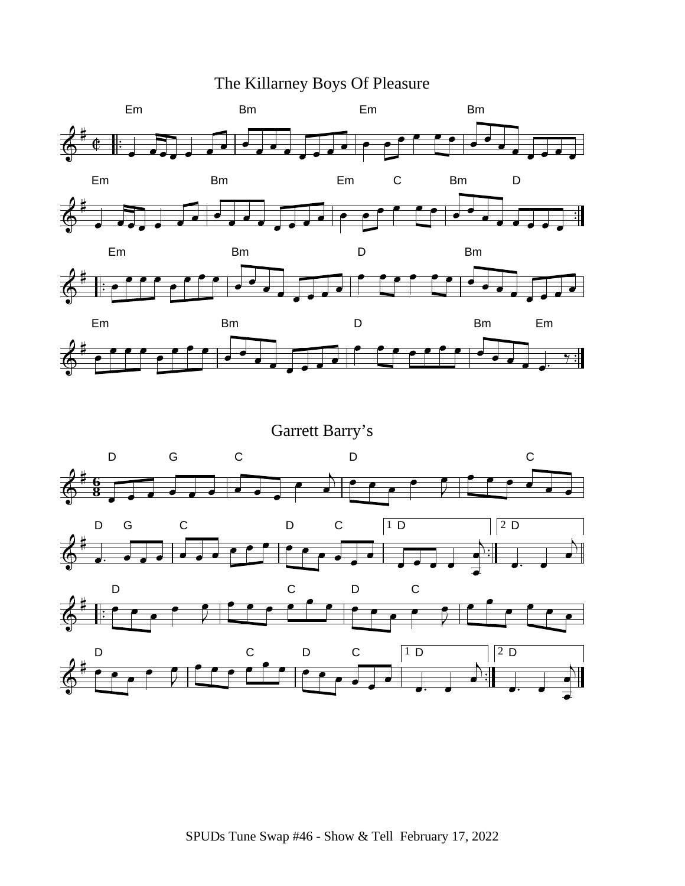## The Killarney Boys Of Pleasure

## Garrett Barry's

SPUDs Tune Swap #46 - Show & Tell  February 17, 2022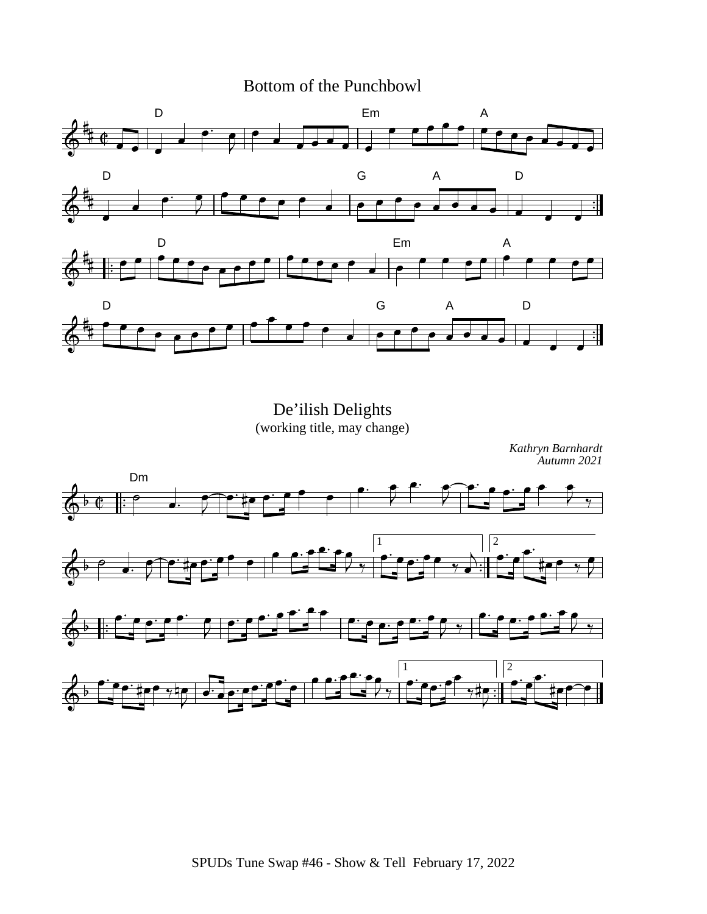# Bottom of the Punchbowl

# De'ilish Delights

(working title, may change)

*Kathryn Barnhardt*
*Autumn 2021*

SPUDs Tune Swap #46 - Show & Tell February 17, 2022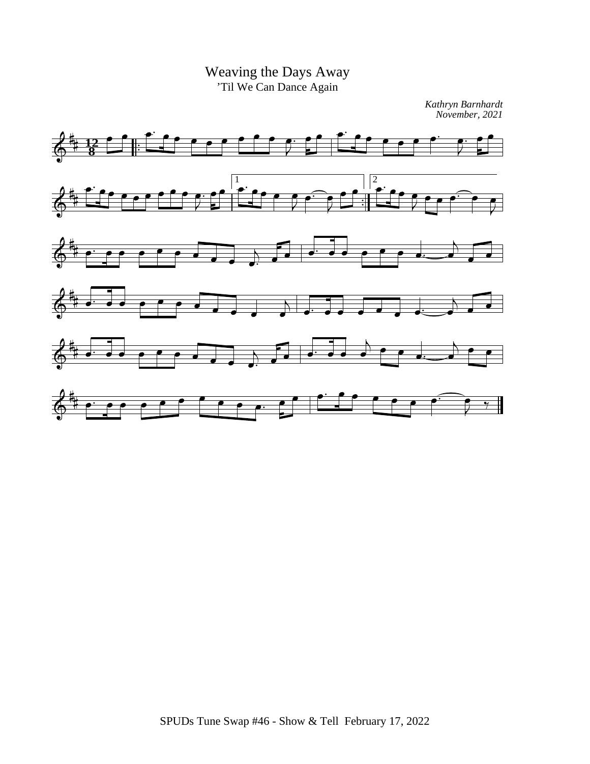# Weaving the Days Away

'Til We Can Dance Again

*Kathryn Barnhardt*
*November, 2021*

SPUDs Tune Swap #46 - Show & Tell February 17, 2022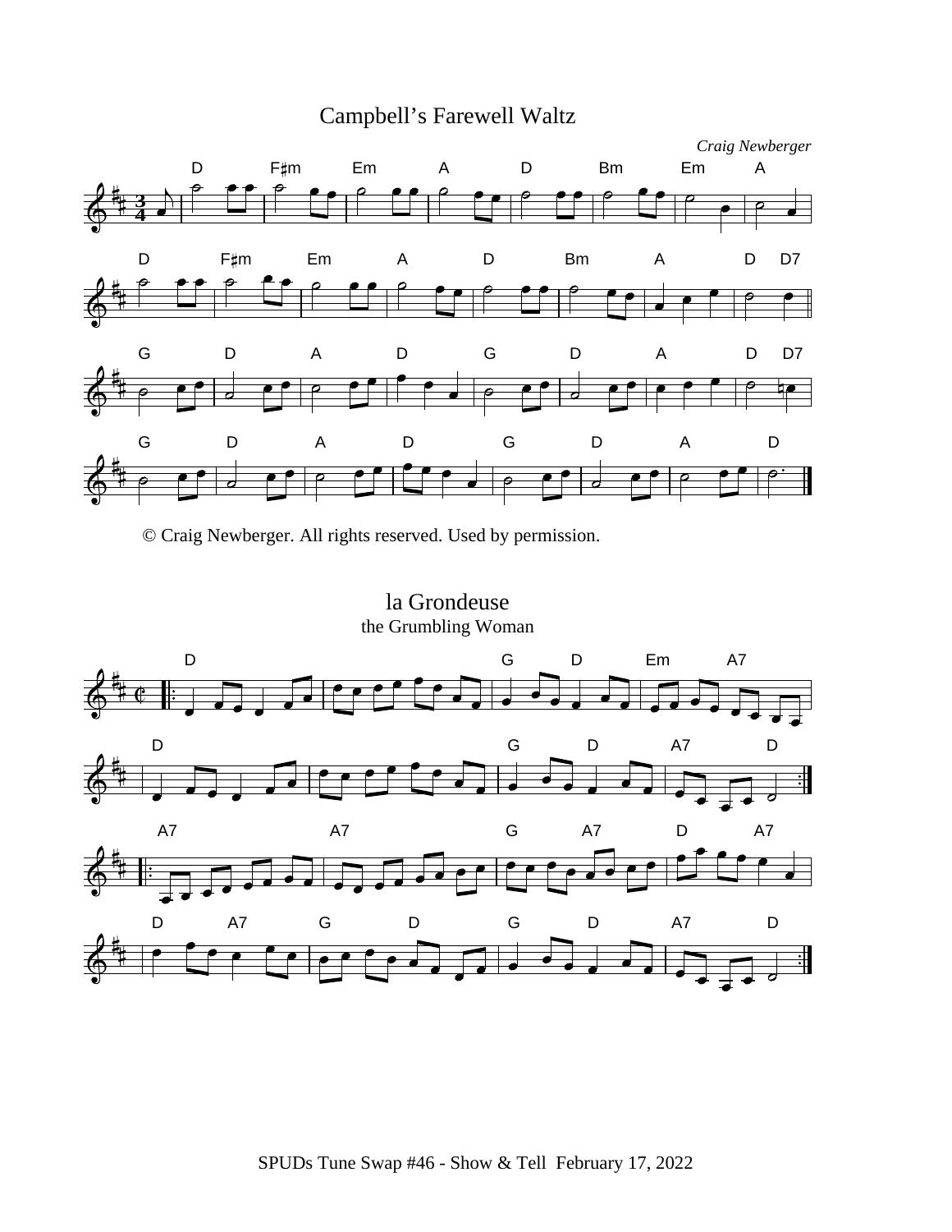## Campbell's Farewell Waltz

*Craig Newberger*

© Craig Newberger. All rights reserved. Used by permission.

## la Grondeuse

the Grumbling Woman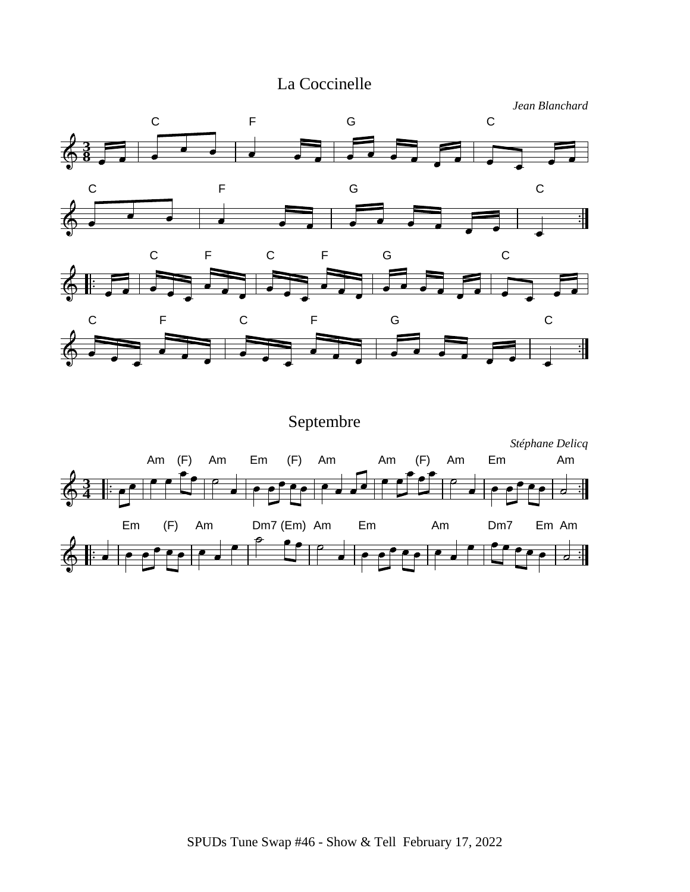# La Coccinelle

*Jean Blanchard*

# Septembre

*Stéphane Delicq*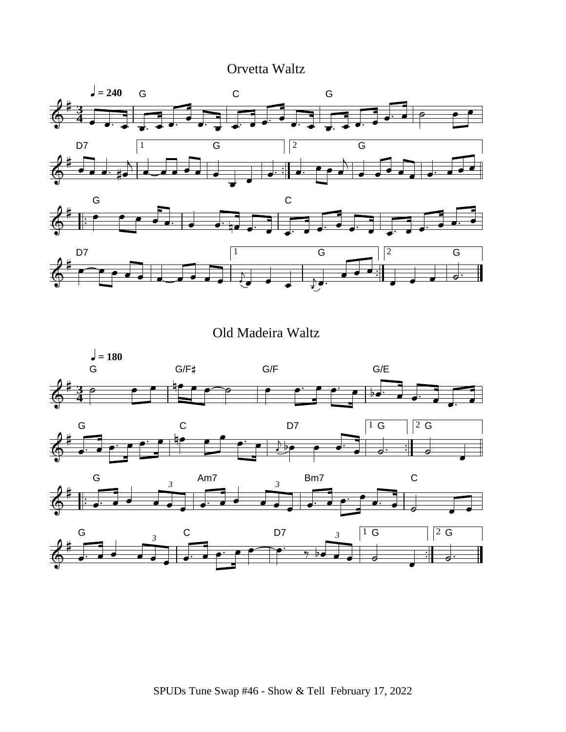# Orvetta Waltz

# Old Madeira Waltz

SPUDs Tune Swap #46 - Show & Tell February 17, 2022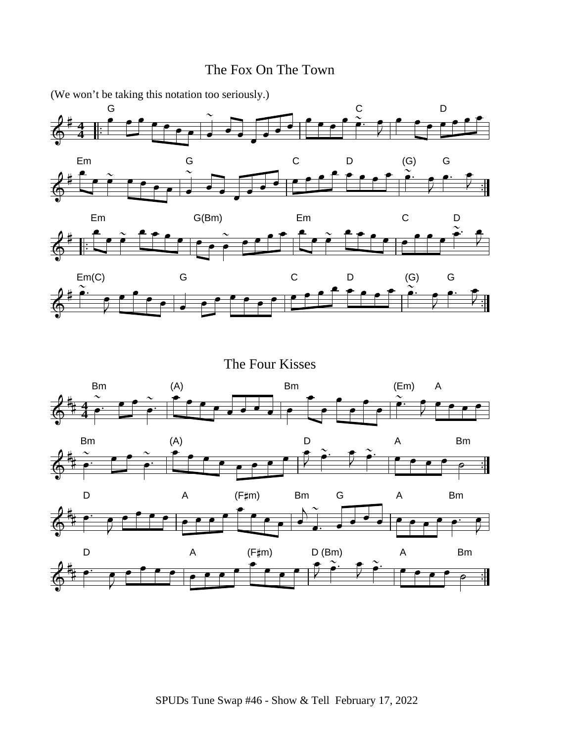## The Fox On The Town

(We won't be taking this notation too seriously.)

## The Four Kisses

SPUDs Tune Swap #46 - Show & Tell February 17, 2022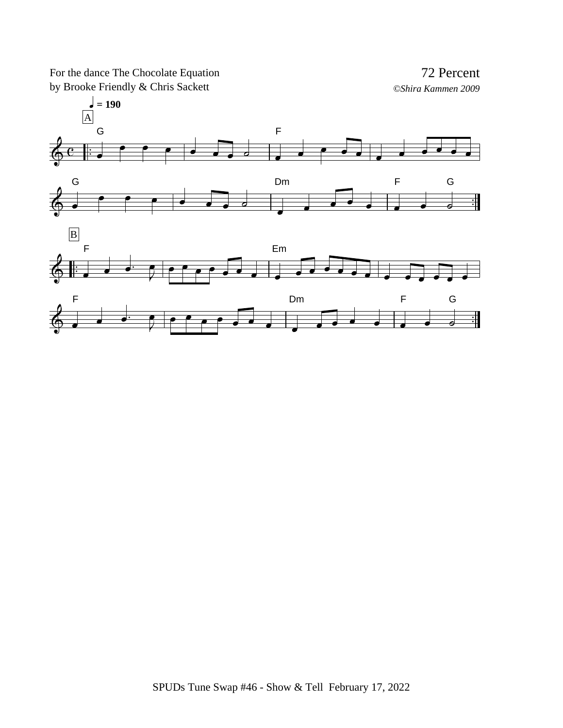# 72 Percent

For the dance The Chocolate Equation
by Brooke Friendly & Chris Sackett

*©Shira Kammen 2009*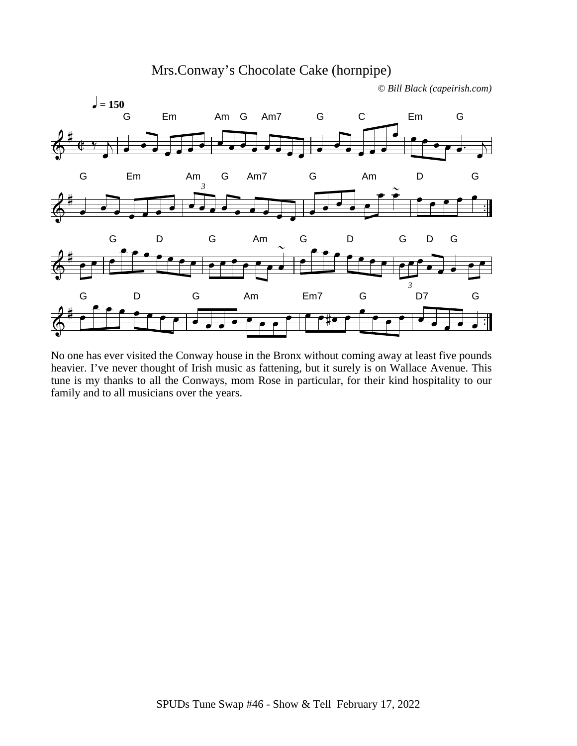# Mrs.Conway's Chocolate Cake (hornpipe)

*© Bill Black (capeirish.com)*

No one has ever visited the Conway house in the Bronx without coming away at least five pounds heavier. I've never thought of Irish music as fattening, but it surely is on Wallace Avenue. This tune is my thanks to all the Conways, mom Rose in particular, for their kind hospitality to our family and to all musicians over the years.

SPUDs Tune Swap #46 - Show & Tell February 17, 2022